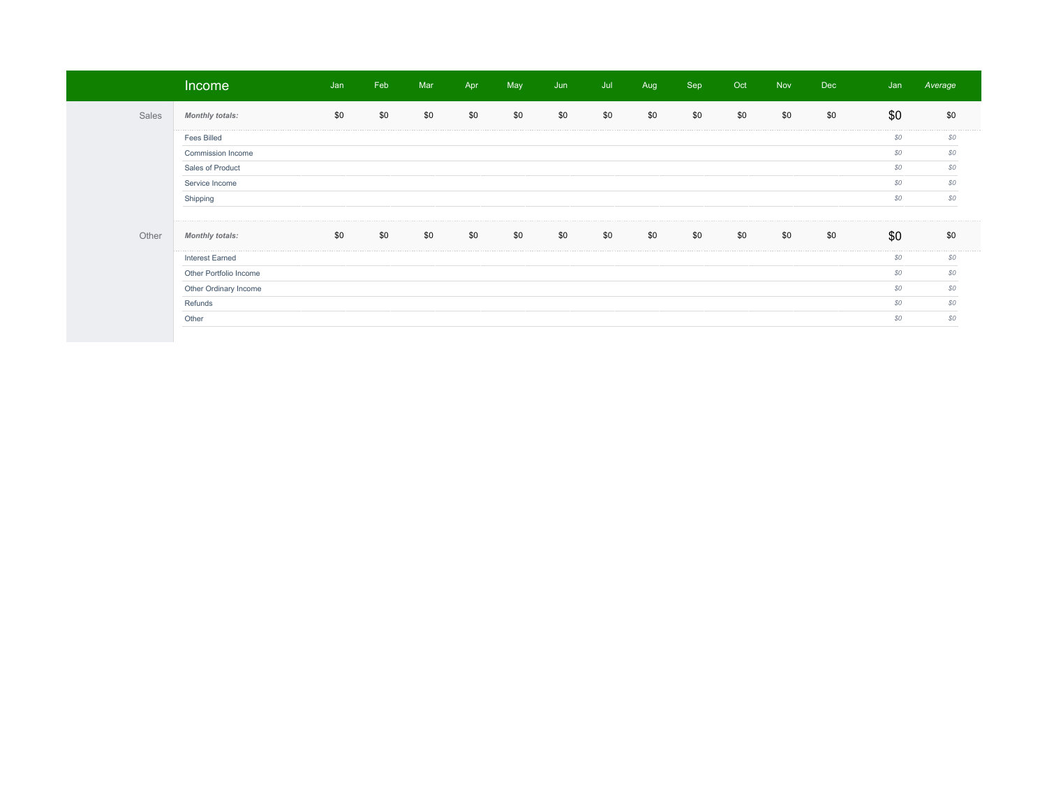| | Income | Jan | Feb | Mar | Apr | May | Jun | Jul | Aug | Sep | Oct | Nov | Dec | Jan | *Average* |
|---|---|---|---|---|---|---|---|---|---|---|---|---|---|---|---|
| Sales | ***Monthly totals:*** | $0 | $0 | $0 | $0 | $0 | $0 | $0 | $0 | $0 | $0 | $0 | $0 | $0 | $0 |
| | Fees Billed | | | | | | | | | | | | | *$0* | *$0* |
| | Commission Income | | | | | | | | | | | | | *$0* | *$0* |
| | Sales of Product | | | | | | | | | | | | | *$0* | *$0* |
| | Service Income | | | | | | | | | | | | | *$0* | *$0* |
| | Shipping | | | | | | | | | | | | | *$0* | *$0* |
| Other | ***Monthly totals:*** | $0 | $0 | $0 | $0 | $0 | $0 | $0 | $0 | $0 | $0 | $0 | $0 | $0 | $0 |
| | Interest Earned | | | | | | | | | | | | | *$0* | *$0* |
| | Other Portfolio Income | | | | | | | | | | | | | *$0* | *$0* |
| | Other Ordinary Income | | | | | | | | | | | | | *$0* | *$0* |
| | Refunds | | | | | | | | | | | | | *$0* | *$0* |
| | Other | | | | | | | | | | | | | *$0* | *$0* |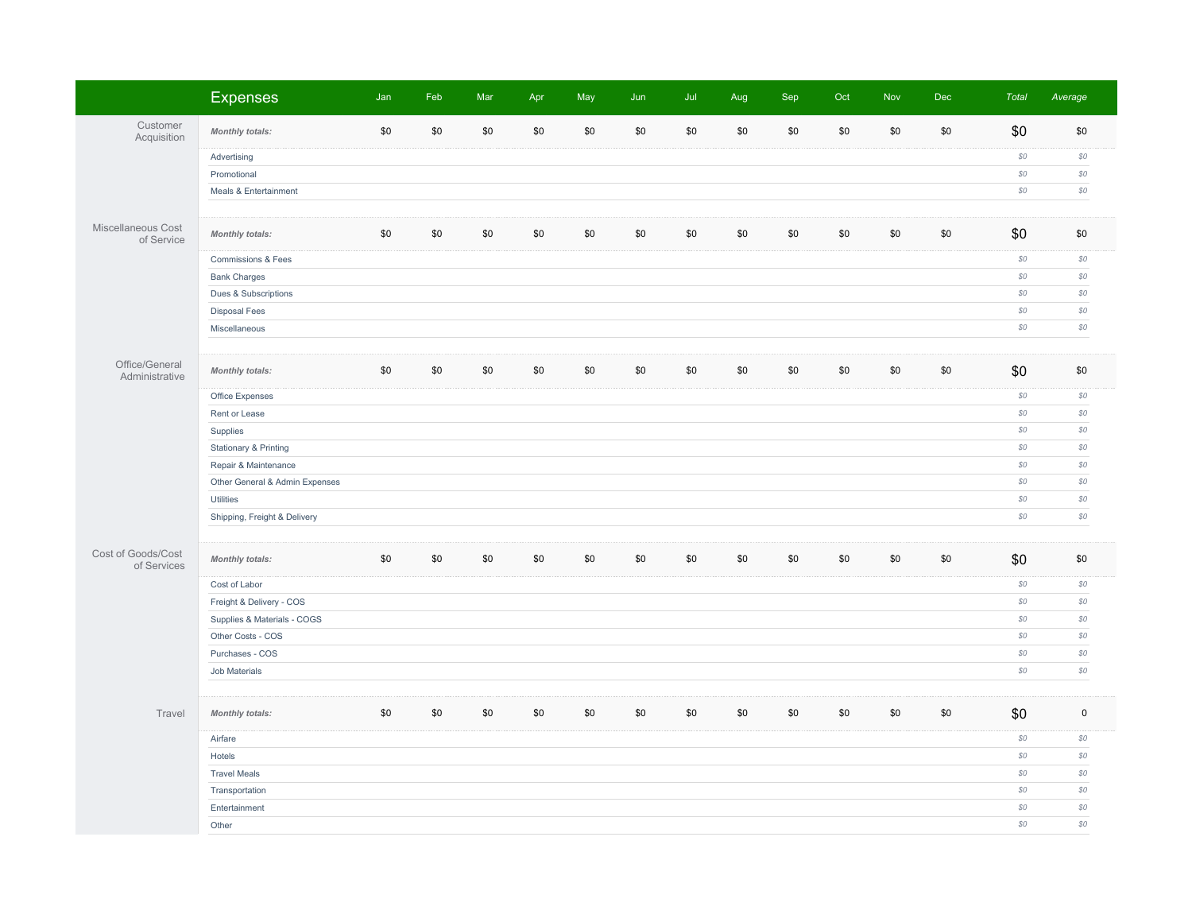| | Expenses | Jan | Feb | Mar | Apr | May | Jun | Jul | Aug | Sep | Oct | Nov | Dec | Total | Average |
|---|---|---|---|---|---|---|---|---|---|---|---|---|---|---|---|
| Customer Acquisition | *Monthly totals:* | $0 | $0 | $0 | $0 | $0 | $0 | $0 | $0 | $0 | $0 | $0 | $0 | $0 | $0 |
| | Advertising | | | | | | | | | | | | | $0 | $0 |
| | Promotional | | | | | | | | | | | | | $0 | $0 |
| | Meals & Entertainment | | | | | | | | | | | | | $0 | $0 |
| Miscellaneous Cost of Service | *Monthly totals:* | $0 | $0 | $0 | $0 | $0 | $0 | $0 | $0 | $0 | $0 | $0 | $0 | $0 | $0 |
| | Commissions & Fees | | | | | | | | | | | | | $0 | $0 |
| | Bank Charges | | | | | | | | | | | | | $0 | $0 |
| | Dues & Subscriptions | | | | | | | | | | | | | $0 | $0 |
| | Disposal Fees | | | | | | | | | | | | | $0 | $0 |
| | Miscellaneous | | | | | | | | | | | | | $0 | $0 |
| Office/General Administrative | *Monthly totals:* | $0 | $0 | $0 | $0 | $0 | $0 | $0 | $0 | $0 | $0 | $0 | $0 | $0 | $0 |
| | Office Expenses | | | | | | | | | | | | | $0 | $0 |
| | Rent or Lease | | | | | | | | | | | | | $0 | $0 |
| | Supplies | | | | | | | | | | | | | $0 | $0 |
| | Stationary & Printing | | | | | | | | | | | | | $0 | $0 |
| | Repair & Maintenance | | | | | | | | | | | | | $0 | $0 |
| | Other General & Admin Expenses | | | | | | | | | | | | | $0 | $0 |
| | Utilities | | | | | | | | | | | | | $0 | $0 |
| | Shipping, Freight & Delivery | | | | | | | | | | | | | $0 | $0 |
| Cost of Goods/Cost of Services | *Monthly totals:* | $0 | $0 | $0 | $0 | $0 | $0 | $0 | $0 | $0 | $0 | $0 | $0 | $0 | $0 |
| | Cost of Labor | | | | | | | | | | | | | $0 | $0 |
| | Freight & Delivery - COS | | | | | | | | | | | | | $0 | $0 |
| | Supplies & Materials - COGS | | | | | | | | | | | | | $0 | $0 |
| | Other Costs - COS | | | | | | | | | | | | | $0 | $0 |
| | Purchases - COS | | | | | | | | | | | | | $0 | $0 |
| | Job Materials | | | | | | | | | | | | | $0 | $0 |
| Travel | *Monthly totals:* | $0 | $0 | $0 | $0 | $0 | $0 | $0 | $0 | $0 | $0 | $0 | $0 | $0 | 0 |
| | Airfare | | | | | | | | | | | | | $0 | $0 |
| | Hotels | | | | | | | | | | | | | $0 | $0 |
| | Travel Meals | | | | | | | | | | | | | $0 | $0 |
| | Transportation | | | | | | | | | | | | | $0 | $0 |
| | Entertainment | | | | | | | | | | | | | $0 | $0 |
| | Other | | | | | | | | | | | | | $0 | $0 |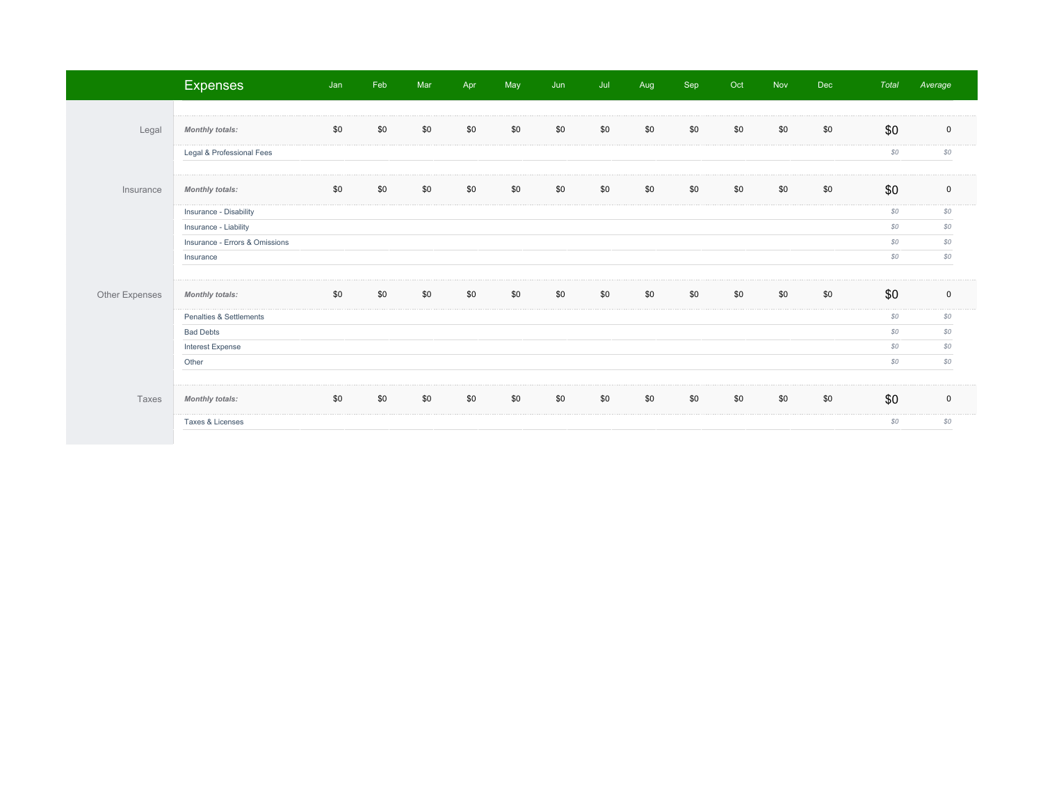| | Expenses | Jan | Feb | Mar | Apr | May | Jun | Jul | Aug | Sep | Oct | Nov | Dec | *Total* | *Average* |
|---|---|---|---|---|---|---|---|---|---|---|---|---|---|---|---|
| Legal | ***Monthly totals:*** | $0 | $0 | $0 | $0 | $0 | $0 | $0 | $0 | $0 | $0 | $0 | $0 | $0 | 0 |
| | Legal & Professional Fees | | | | | | | | | | | | | *$0* | *$0* |
| Insurance | ***Monthly totals:*** | $0 | $0 | $0 | $0 | $0 | $0 | $0 | $0 | $0 | $0 | $0 | $0 | $0 | 0 |
| | Insurance - Disability | | | | | | | | | | | | | *$0* | *$0* |
| | Insurance - Liability | | | | | | | | | | | | | *$0* | *$0* |
| | Insurance - Errors & Omissions | | | | | | | | | | | | | *$0* | *$0* |
| | Insurance | | | | | | | | | | | | | *$0* | *$0* |
| Other Expenses | ***Monthly totals:*** | $0 | $0 | $0 | $0 | $0 | $0 | $0 | $0 | $0 | $0 | $0 | $0 | $0 | 0 |
| | Penalties & Settlements | | | | | | | | | | | | | *$0* | *$0* |
| | Bad Debts | | | | | | | | | | | | | *$0* | *$0* |
| | Interest Expense | | | | | | | | | | | | | *$0* | *$0* |
| | Other | | | | | | | | | | | | | *$0* | *$0* |
| Taxes | ***Monthly totals:*** | $0 | $0 | $0 | $0 | $0 | $0 | $0 | $0 | $0 | $0 | $0 | $0 | $0 | 0 |
| | Taxes & Licenses | | | | | | | | | | | | | *$0* | *$0* |